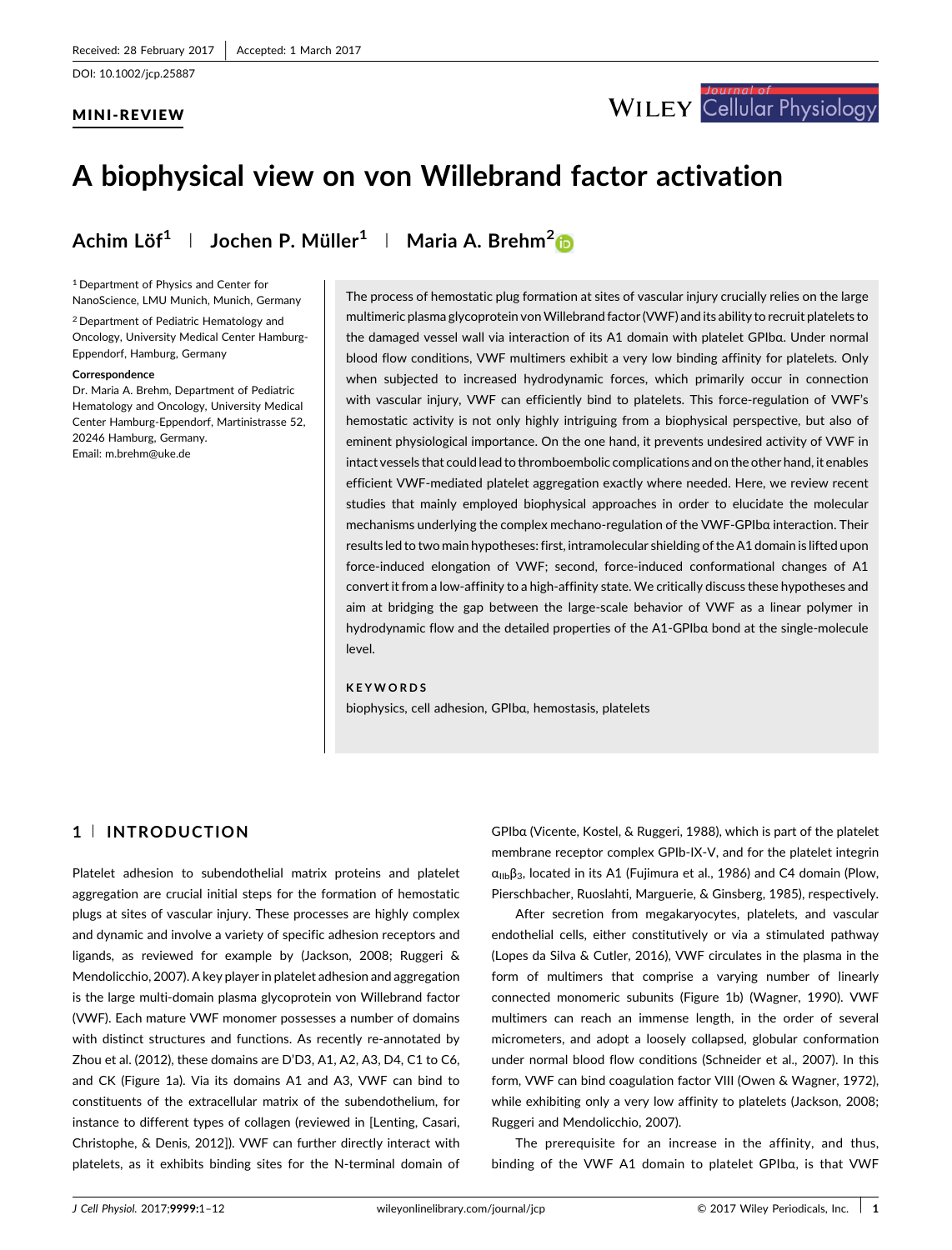Received: 28 February 2017 | Accepted: 1 March 2017

DOI: 10.1002/jcp.25887

**MINI-REVIEW**

# A biophysical view on von Willebrand factor activation

Achim Löf[1] | Jochen P. Müller[1] | Maria A. Brehm[2]

[1] Department of Physics and Center for NanoScience, LMU Munich, Munich, Germany

[2] Department of Pediatric Hematology and Oncology, University Medical Center Hamburg-Eppendorf, Hamburg, Germany

**Correspondence**
Dr. Maria A. Brehm, Department of Pediatric Hematology and Oncology, University Medical Center Hamburg-Eppendorf, Martinistrasse 52, 20246 Hamburg, Germany.
Email: m.brehm@uke.de

The process of hemostatic plug formation at sites of vascular injury crucially relies on the large multimeric plasma glycoprotein von Willebrand factor (VWF) and its ability to recruit platelets to the damaged vessel wall via interaction of its A1 domain with platelet GPIbα. Under normal blood flow conditions, VWF multimers exhibit a very low binding affinity for platelets. Only when subjected to increased hydrodynamic forces, which primarily occur in connection with vascular injury, VWF can efficiently bind to platelets. This force-regulation of VWF's hemostatic activity is not only highly intriguing from a biophysical perspective, but also of eminent physiological importance. On the one hand, it prevents undesired activity of VWF in intact vessels that could lead to thromboembolic complications and on the other hand, it enables efficient VWF-mediated platelet aggregation exactly where needed. Here, we review recent studies that mainly employed biophysical approaches in order to elucidate the molecular mechanisms underlying the complex mechano-regulation of the VWF-GPIbα interaction. Their results led to two main hypotheses: first, intramolecular shielding of the A1 domain is lifted upon force-induced elongation of VWF; second, force-induced conformational changes of A1 convert it from a low-affinity to a high-affinity state. We critically discuss these hypotheses and aim at bridging the gap between the large-scale behavior of VWF as a linear polymer in hydrodynamic flow and the detailed properties of the A1-GPIbα bond at the single-molecule level.

**KEYWORDS**

biophysics, cell adhesion, GPIbα, hemostasis, platelets

## 1 | INTRODUCTION

Platelet adhesion to subendothelial matrix proteins and platelet aggregation are crucial initial steps for the formation of hemostatic plugs at sites of vascular injury. These processes are highly complex and dynamic and involve a variety of specific adhesion receptors and ligands, as reviewed for example by (Jackson, 2008; Ruggeri & Mendolicchio, 2007). A key player in platelet adhesion and aggregation is the large multi-domain plasma glycoprotein von Willebrand factor (VWF). Each mature VWF monomer possesses a number of domains with distinct structures and functions. As recently re-annotated by Zhou et al. (2012), these domains are D'D3, A1, A2, A3, D4, C1 to C6, and CK (Figure 1a). Via its domains A1 and A3, VWF can bind to constituents of the extracellular matrix of the subendothelium, for instance to different types of collagen (reviewed in [Lenting, Casari, Christophe, & Denis, 2012]). VWF can further directly interact with platelets, as it exhibits binding sites for the N-terminal domain of GPIbα (Vicente, Kostel, & Ruggeri, 1988), which is part of the platelet membrane receptor complex GPIb-IX-V, and for the platelet integrin $\alpha_{IIb}\beta_3$, located in its A1 (Fujimura et al., 1986) and C4 domain (Plow, Pierschbacher, Ruoslahti, Marguerie, & Ginsberg, 1985), respectively.

After secretion from megakaryocytes, platelets, and vascular endothelial cells, either constitutively or via a stimulated pathway (Lopes da Silva & Cutler, 2016), VWF circulates in the plasma in the form of multimers that comprise a varying number of linearly connected monomeric subunits (Figure 1b) (Wagner, 1990). VWF multimers can reach an immense length, in the order of several micrometers, and adopt a loosely collapsed, globular conformation under normal blood flow conditions (Schneider et al., 2007). In this form, VWF can bind coagulation factor VIII (Owen & Wagner, 1972), while exhibiting only a very low affinity to platelets (Jackson, 2008; Ruggeri and Mendolicchio, 2007).

The prerequisite for an increase in the affinity, and thus, binding of the VWF A1 domain to platelet GPIbα, is that VWF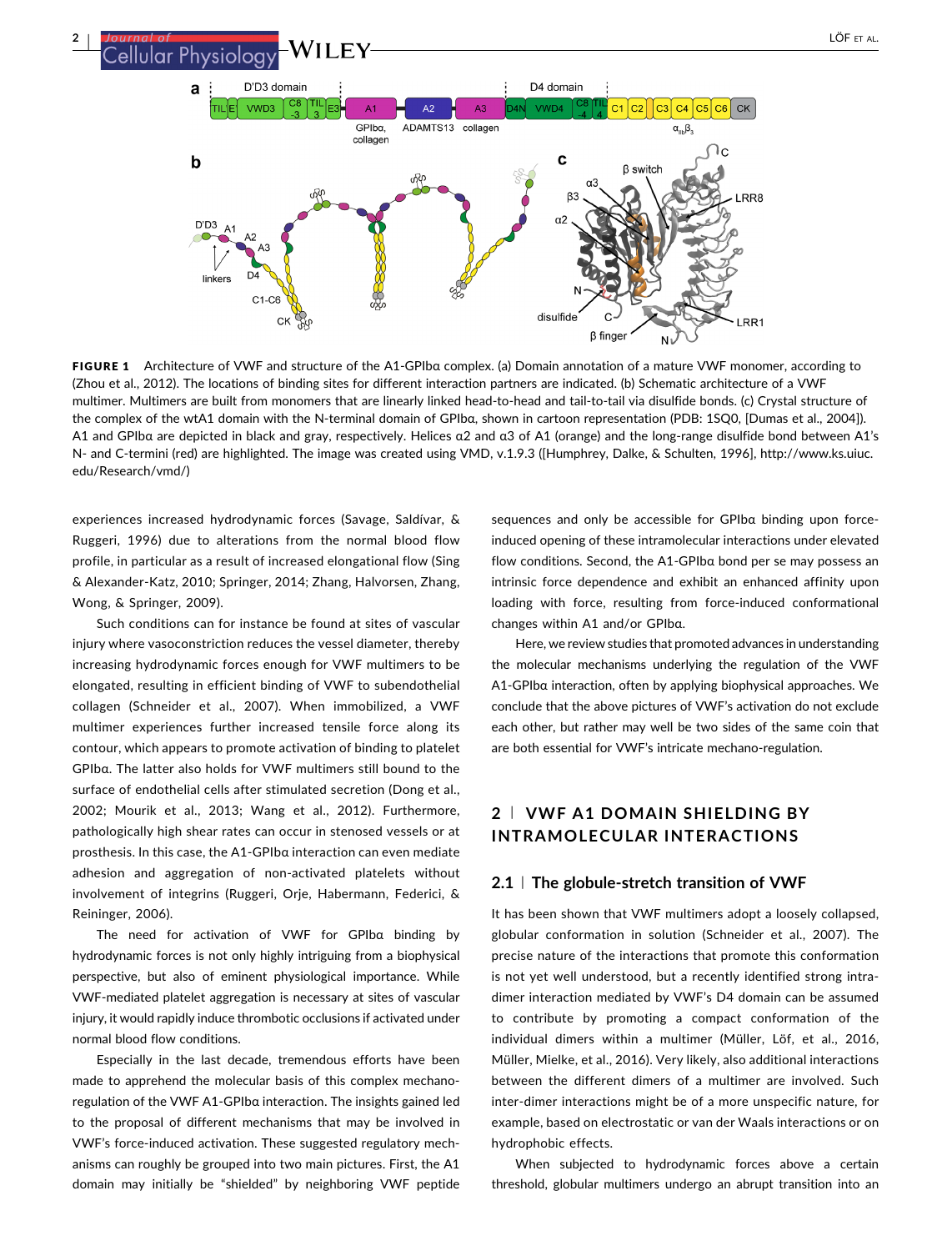**FIGURE 1** Architecture of VWF and structure of the A1-GPIbα complex. (a) Domain annotation of a mature VWF monomer, according to (Zhou et al., 2012). The locations of binding sites for different interaction partners are indicated. (b) Schematic architecture of a VWF multimer. Multimers are built from monomers that are linearly linked head-to-head and tail-to-tail via disulfide bonds. (c) Crystal structure of the complex of the wtA1 domain with the N-terminal domain of GPIbα, shown in cartoon representation (PDB: 1SQ0, [Dumas et al., 2004]). A1 and GPIbα are depicted in black and gray, respectively. Helices α2 and α3 of A1 (orange) and the long-range disulfide bond between A1's N- and C-termini (red) are highlighted. The image was created using VMD, v.1.9.3 ([Humphrey, Dalke, & Schulten, 1996], http://www.ks.uiuc.edu/Research/vmd/)

experiences increased hydrodynamic forces (Savage, Saldívar, & Ruggeri, 1996) due to alterations from the normal blood flow profile, in particular as a result of increased elongational flow (Sing & Alexander-Katz, 2010; Springer, 2014; Zhang, Halvorsen, Zhang, Wong, & Springer, 2009).

Such conditions can for instance be found at sites of vascular injury where vasoconstriction reduces the vessel diameter, thereby increasing hydrodynamic forces enough for VWF multimers to be elongated, resulting in efficient binding of VWF to subendothelial collagen (Schneider et al., 2007). When immobilized, a VWF multimer experiences further increased tensile force along its contour, which appears to promote activation of binding to platelet GPIbα. The latter also holds for VWF multimers still bound to the surface of endothelial cells after stimulated secretion (Dong et al., 2002; Mourik et al., 2013; Wang et al., 2012). Furthermore, pathologically high shear rates can occur in stenosed vessels or at prosthesis. In this case, the A1-GPIbα interaction can even mediate adhesion and aggregation of non-activated platelets without involvement of integrins (Ruggeri, Orje, Habermann, Federici, & Reininger, 2006).

The need for activation of VWF for GPIbα binding by hydrodynamic forces is not only highly intriguing from a biophysical perspective, but also of eminent physiological importance. While VWF-mediated platelet aggregation is necessary at sites of vascular injury, it would rapidly induce thrombotic occlusions if activated under normal blood flow conditions.

Especially in the last decade, tremendous efforts have been made to apprehend the molecular basis of this complex mechano-regulation of the VWF A1-GPIbα interaction. The insights gained led to the proposal of different mechanisms that may be involved in VWF's force-induced activation. These suggested regulatory mechanisms can roughly be grouped into two main pictures. First, the A1 domain may initially be "shielded" by neighboring VWF peptide sequences and only be accessible for GPIbα binding upon force-induced opening of these intramolecular interactions under elevated flow conditions. Second, the A1-GPIbα bond per se may possess an intrinsic force dependence and exhibit an enhanced affinity upon loading with force, resulting from force-induced conformational changes within A1 and/or GPIbα.

Here, we review studies that promoted advances in understanding the molecular mechanisms underlying the regulation of the VWF A1-GPIbα interaction, often by applying biophysical approaches. We conclude that the above pictures of VWF's activation do not exclude each other, but rather may well be two sides of the same coin that are both essential for VWF's intricate mechano-regulation.

## 2 | VWF A1 DOMAIN SHIELDING BY INTRAMOLECULAR INTERACTIONS

### 2.1 | The globule-stretch transition of VWF

It has been shown that VWF multimers adopt a loosely collapsed, globular conformation in solution (Schneider et al., 2007). The precise nature of the interactions that promote this conformation is not yet well understood, but a recently identified strong intra-dimer interaction mediated by VWF's D4 domain can be assumed to contribute by promoting a compact conformation of the individual dimers within a multimer (Müller, Löf, et al., 2016, Müller, Mielke, et al., 2016). Very likely, also additional interactions between the different dimers of a multimer are involved. Such inter-dimer interactions might be of a more unspecific nature, for example, based on electrostatic or van der Waals interactions or on hydrophobic effects.

When subjected to hydrodynamic forces above a certain threshold, globular multimers undergo an abrupt transition into an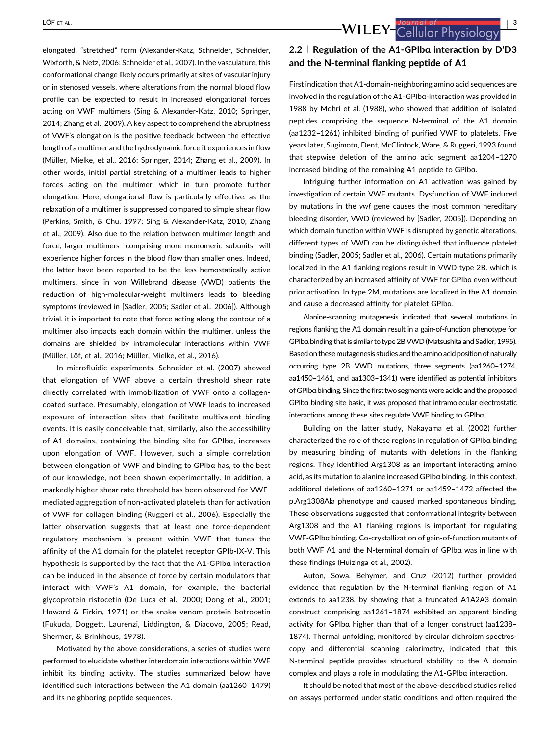elongated, "stretched" form (Alexander-Katz, Schneider, Schneider, Wixforth, & Netz, 2006; Schneider et al., 2007). In the vasculature, this conformational change likely occurs primarily at sites of vascular injury or in stenosed vessels, where alterations from the normal blood flow profile can be expected to result in increased elongational forces acting on VWF multimers (Sing & Alexander-Katz, 2010; Springer, 2014; Zhang et al., 2009). A key aspect to comprehend the abruptness of VWF's elongation is the positive feedback between the effective length of a multimer and the hydrodynamic force it experiences in flow (Müller, Mielke, et al., 2016; Springer, 2014; Zhang et al., 2009). In other words, initial partial stretching of a multimer leads to higher forces acting on the multimer, which in turn promote further elongation. Here, elongational flow is particularly effective, as the relaxation of a multimer is suppressed compared to simple shear flow (Perkins, Smith, & Chu, 1997; Sing & Alexander-Katz, 2010; Zhang et al., 2009). Also due to the relation between multimer length and force, larger multimers—comprising more monomeric subunits—will experience higher forces in the blood flow than smaller ones. Indeed, the latter have been reported to be the less hemostatically active multimers, since in von Willebrand disease (VWD) patients the reduction of high-molecular-weight multimers leads to bleeding symptoms (reviewed in [Sadler, 2005; Sadler et al., 2006]). Although trivial, it is important to note that force acting along the contour of a multimer also impacts each domain within the multimer, unless the domains are shielded by intramolecular interactions within VWF (Müller, Löf, et al., 2016; Müller, Mielke, et al., 2016).

In microfluidic experiments, Schneider et al. (2007) showed that elongation of VWF above a certain threshold shear rate directly correlated with immobilization of VWF onto a collagen-coated surface. Presumably, elongation of VWF leads to increased exposure of interaction sites that facilitate multivalent binding events. It is easily conceivable that, similarly, also the accessibility of A1 domains, containing the binding site for GPIbα, increases upon elongation of VWF. However, such a simple correlation between elongation of VWF and binding to GPIbα has, to the best of our knowledge, not been shown experimentally. In addition, a markedly higher shear rate threshold has been observed for VWF-mediated aggregation of non-activated platelets than for activation of VWF for collagen binding (Ruggeri et al., 2006). Especially the latter observation suggests that at least one force-dependent regulatory mechanism is present within VWF that tunes the affinity of the A1 domain for the platelet receptor GPIb-IX-V. This hypothesis is supported by the fact that the A1-GPIbα interaction can be induced in the absence of force by certain modulators that interact with VWF's A1 domain, for example, the bacterial glycoprotein ristocetin (De Luca et al., 2000; Dong et al., 2001; Howard & Firkin, 1971) or the snake venom protein botrocetin (Fukuda, Doggett, Laurenzi, Liddington, & Diacovo, 2005; Read, Shermer, & Brinkhous, 1978).

Motivated by the above considerations, a series of studies were performed to elucidate whether interdomain interactions within VWF inhibit its binding activity. The studies summarized below have identified such interactions between the A1 domain (aa1260–1479) and its neighboring peptide sequences.

## 2.2 | Regulation of the A1-GPIbα interaction by D′D3 and the N-terminal flanking peptide of A1

First indication that A1-domain-neighboring amino acid sequences are involved in the regulation of the A1-GPIbα-interaction was provided in 1988 by Mohri et al. (1988), who showed that addition of isolated peptides comprising the sequence N-terminal of the A1 domain (aa1232–1261) inhibited binding of purified VWF to platelets. Five years later, Sugimoto, Dent, McClintock, Ware, & Ruggeri, 1993 found that stepwise deletion of the amino acid segment aa1204–1270 increased binding of the remaining A1 peptide to GPIbα.

Intriguing further information on A1 activation was gained by investigation of certain VWF mutants. Dysfunction of VWF induced by mutations in the *vwf* gene causes the most common hereditary bleeding disorder, VWD (reviewed by [Sadler, 2005]). Depending on which domain function within VWF is disrupted by genetic alterations, different types of VWD can be distinguished that influence platelet binding (Sadler, 2005; Sadler et al., 2006). Certain mutations primarily localized in the A1 flanking regions result in VWD type 2B, which is characterized by an increased affinity of VWF for GPIbα even without prior activation. In type 2M, mutations are localized in the A1 domain and cause a decreased affinity for platelet GPIbα.

Alanine-scanning mutagenesis indicated that several mutations in regions flanking the A1 domain result in a gain-of-function phenotype for GPIbα binding that is similar to type 2B VWD (Matsushita and Sadler, 1995). Based on these mutagenesis studies and the amino acid position of naturally occurring type 2B VWD mutations, three segments (aa1260–1274, aa1450–1461, and aa1303–1341) were identified as potential inhibitors of GPIbα binding. Since the first two segments were acidic and the proposed GPIbα binding site basic, it was proposed that intramolecular electrostatic interactions among these sites regulate VWF binding to GPIbα.

Building on the latter study, Nakayama et al. (2002) further characterized the role of these regions in regulation of GPIbα binding by measuring binding of mutants with deletions in the flanking regions. They identified Arg1308 as an important interacting amino acid, as its mutation to alanine increased GPIbα binding. In this context, additional deletions of aa1260–1271 or aa1459–1472 affected the p.Arg1308Ala phenotype and caused marked spontaneous binding. These observations suggested that conformational integrity between Arg1308 and the A1 flanking regions is important for regulating VWF-GPIbα binding. Co-crystallization of gain-of-function mutants of both VWF A1 and the N-terminal domain of GPIbα was in line with these findings (Huizinga et al., 2002).

Auton, Sowa, Behymer, and Cruz (2012) further provided evidence that regulation by the N-terminal flanking region of A1 extends to aa1238, by showing that a truncated A1A2A3 domain construct comprising aa1261–1874 exhibited an apparent binding activity for GPIbα higher than that of a longer construct (aa1238–1874). Thermal unfolding, monitored by circular dichroism spectroscopy and differential scanning calorimetry, indicated that this N-terminal peptide provides structural stability to the A domain complex and plays a role in modulating the A1-GPIbα interaction.

It should be noted that most of the above-described studies relied on assays performed under static conditions and often required the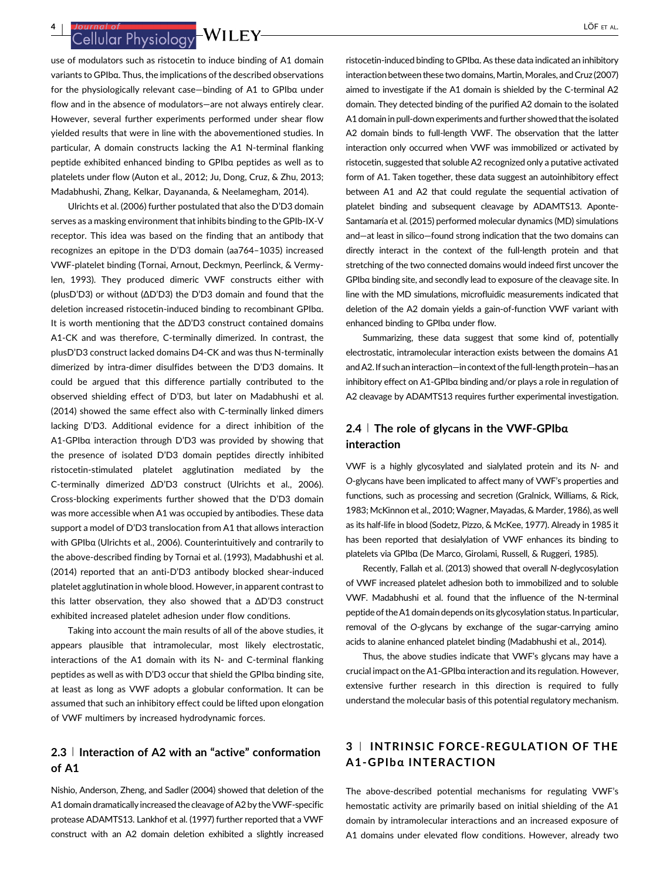use of modulators such as ristocetin to induce binding of A1 domain variants to GPIbα. Thus, the implications of the described observations for the physiologically relevant case—binding of A1 to GPIbα under flow and in the absence of modulators—are not always entirely clear. However, several further experiments performed under shear flow yielded results that were in line with the abovementioned studies. In particular, A domain constructs lacking the A1 N-terminal flanking peptide exhibited enhanced binding to GPIbα peptides as well as to platelets under flow (Auton et al., 2012; Ju, Dong, Cruz, & Zhu, 2013; Madabhushi, Zhang, Kelkar, Dayananda, & Neelamegham, 2014).

Ulrichts et al. (2006) further postulated that also the D′D3 domain serves as a masking environment that inhibits binding to the GPIb-IX-V receptor. This idea was based on the finding that an antibody that recognizes an epitope in the D′D3 domain (aa764–1035) increased VWF-platelet binding (Tornai, Arnout, Deckmyn, Peerlinck, & Vermylen, 1993). They produced dimeric VWF constructs either with (plusD′D3) or without (ΔD′D3) the D′D3 domain and found that the deletion increased ristocetin-induced binding to recombinant GPIbα. It is worth mentioning that the ΔD′D3 construct contained domains A1-CK and was therefore, C-terminally dimerized. In contrast, the plusD′D3 construct lacked domains D4-CK and was thus N-terminally dimerized by intra-dimer disulfides between the D′D3 domains. It could be argued that this difference partially contributed to the observed shielding effect of D′D3, but later on Madabhushi et al. (2014) showed the same effect also with C-terminally linked dimers lacking D′D3. Additional evidence for a direct inhibition of the A1-GPIbα interaction through D′D3 was provided by showing that the presence of isolated D′D3 domain peptides directly inhibited ristocetin-stimulated platelet agglutination mediated by the C-terminally dimerized ΔD′D3 construct (Ulrichts et al., 2006). Cross-blocking experiments further showed that the D′D3 domain was more accessible when A1 was occupied by antibodies. These data support a model of D′D3 translocation from A1 that allows interaction with GPIbα (Ulrichts et al., 2006). Counterintuitively and contrarily to the above-described finding by Tornai et al. (1993), Madabhushi et al. (2014) reported that an anti-D′D3 antibody blocked shear-induced platelet agglutination in whole blood. However, in apparent contrast to this latter observation, they also showed that a ΔD′D3 construct exhibited increased platelet adhesion under flow conditions.

Taking into account the main results of all of the above studies, it appears plausible that intramolecular, most likely electrostatic, interactions of the A1 domain with its N- and C-terminal flanking peptides as well as with D′D3 occur that shield the GPIbα binding site, at least as long as VWF adopts a globular conformation. It can be assumed that such an inhibitory effect could be lifted upon elongation of VWF multimers by increased hydrodynamic forces.

### 2.3 | Interaction of A2 with an "active" conformation of A1

Nishio, Anderson, Zheng, and Sadler (2004) showed that deletion of the A1 domain dramatically increased the cleavage of A2 by the VWF-specific protease ADAMTS13. Lankhof et al. (1997) further reported that a VWF construct with an A2 domain deletion exhibited a slightly increased ristocetin-induced binding to GPIbα. As these data indicated an inhibitory interaction between these two domains, Martin, Morales, and Cruz (2007) aimed to investigate if the A1 domain is shielded by the C-terminal A2 domain. They detected binding of the purified A2 domain to the isolated A1 domain in pull-down experiments and further showed that the isolated A2 domain binds to full-length VWF. The observation that the latter interaction only occurred when VWF was immobilized or activated by ristocetin, suggested that soluble A2 recognized only a putative activated form of A1. Taken together, these data suggest an autoinhibitory effect between A1 and A2 that could regulate the sequential activation of platelet binding and subsequent cleavage by ADAMTS13. Aponte-Santamaría et al. (2015) performed molecular dynamics (MD) simulations and—at least in silico—found strong indication that the two domains can directly interact in the context of the full-length protein and that stretching of the two connected domains would indeed first uncover the GPIbα binding site, and secondly lead to exposure of the cleavage site. In line with the MD simulations, microfluidic measurements indicated that deletion of the A2 domain yields a gain-of-function VWF variant with enhanced binding to GPIbα under flow.

Summarizing, these data suggest that some kind of, potentially electrostatic, intramolecular interaction exists between the domains A1 and A2. If such an interaction—in context of the full-length protein—has an inhibitory effect on A1-GPIbα binding and/or plays a role in regulation of A2 cleavage by ADAMTS13 requires further experimental investigation.

### 2.4 | The role of glycans in the VWF-GPIbα interaction

VWF is a highly glycosylated and sialylated protein and its *N*- and *O*-glycans have been implicated to affect many of VWF's properties and functions, such as processing and secretion (Gralnick, Williams, & Rick, 1983; McKinnon et al., 2010; Wagner, Mayadas, & Marder, 1986), as well as its half-life in blood (Sodetz, Pizzo, & McKee, 1977). Already in 1985 it has been reported that desialylation of VWF enhances its binding to platelets via GPIbα (De Marco, Girolami, Russell, & Ruggeri, 1985).

Recently, Fallah et al. (2013) showed that overall *N*-deglycosylation of VWF increased platelet adhesion both to immobilized and to soluble VWF. Madabhushi et al. found that the influence of the N-terminal peptide of the A1 domain depends on its glycosylation status. In particular, removal of the *O*-glycans by exchange of the sugar-carrying amino acids to alanine enhanced platelet binding (Madabhushi et al., 2014).

Thus, the above studies indicate that VWF's glycans may have a crucial impact on the A1-GPIbα interaction and its regulation. However, extensive further research in this direction is required to fully understand the molecular basis of this potential regulatory mechanism.

## 3 | INTRINSIC FORCE-REGULATION OF THE A1-GPIbα INTERACTION

The above-described potential mechanisms for regulating VWF's hemostatic activity are primarily based on initial shielding of the A1 domain by intramolecular interactions and an increased exposure of A1 domains under elevated flow conditions. However, already two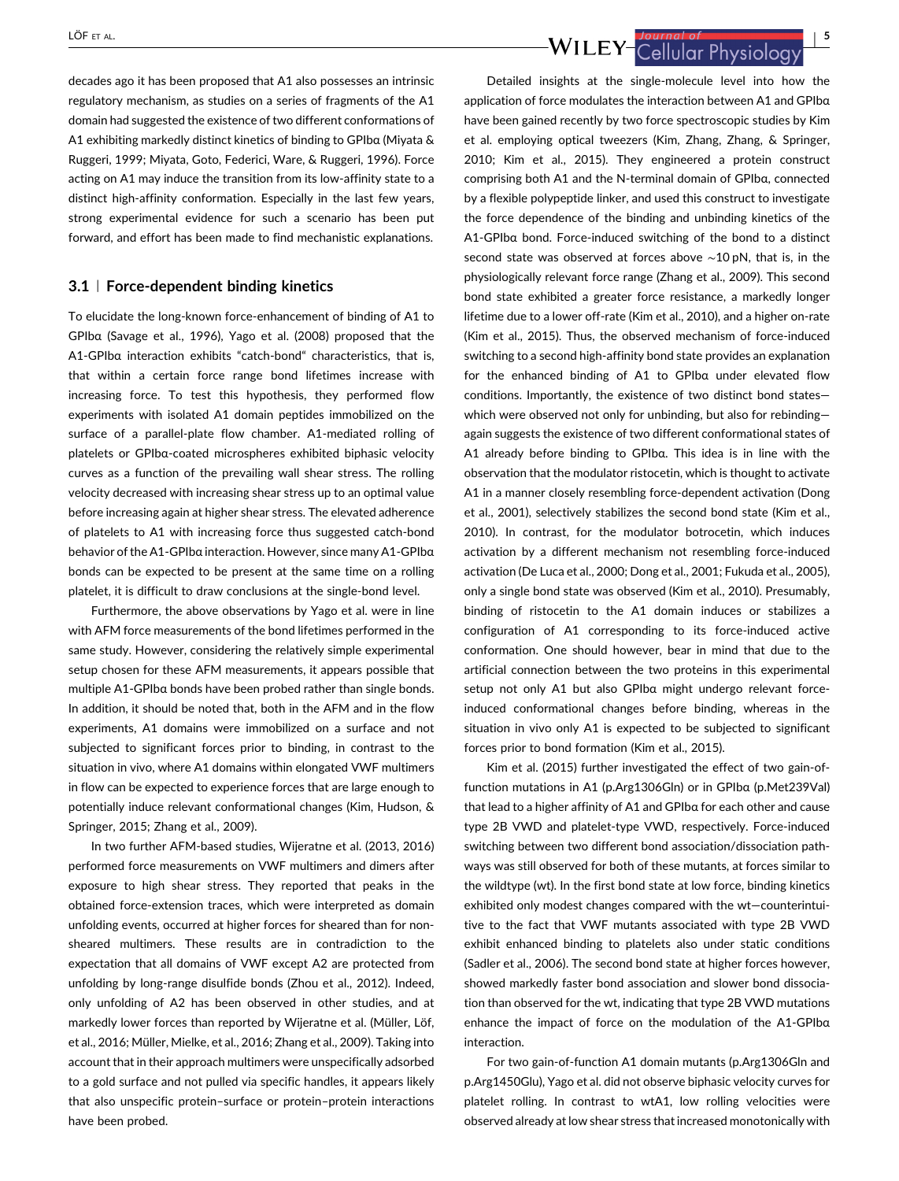decades ago it has been proposed that A1 also possesses an intrinsic regulatory mechanism, as studies on a series of fragments of the A1 domain had suggested the existence of two different conformations of A1 exhibiting markedly distinct kinetics of binding to GPIbα (Miyata & Ruggeri, 1999; Miyata, Goto, Federici, Ware, & Ruggeri, 1996). Force acting on A1 may induce the transition from its low-affinity state to a distinct high-affinity conformation. Especially in the last few years, strong experimental evidence for such a scenario has been put forward, and effort has been made to find mechanistic explanations.

### 3.1 | Force-dependent binding kinetics

To elucidate the long-known force-enhancement of binding of A1 to GPIbα (Savage et al., 1996), Yago et al. (2008) proposed that the A1-GPIbα interaction exhibits "catch-bond" characteristics, that is, that within a certain force range bond lifetimes increase with increasing force. To test this hypothesis, they performed flow experiments with isolated A1 domain peptides immobilized on the surface of a parallel-plate flow chamber. A1-mediated rolling of platelets or GPIbα-coated microspheres exhibited biphasic velocity curves as a function of the prevailing wall shear stress. The rolling velocity decreased with increasing shear stress up to an optimal value before increasing again at higher shear stress. The elevated adherence of platelets to A1 with increasing force thus suggested catch-bond behavior of the A1-GPIbα interaction. However, since many A1-GPIbα bonds can be expected to be present at the same time on a rolling platelet, it is difficult to draw conclusions at the single-bond level.

Furthermore, the above observations by Yago et al. were in line with AFM force measurements of the bond lifetimes performed in the same study. However, considering the relatively simple experimental setup chosen for these AFM measurements, it appears possible that multiple A1-GPIbα bonds have been probed rather than single bonds. In addition, it should be noted that, both in the AFM and in the flow experiments, A1 domains were immobilized on a surface and not subjected to significant forces prior to binding, in contrast to the situation in vivo, where A1 domains within elongated VWF multimers in flow can be expected to experience forces that are large enough to potentially induce relevant conformational changes (Kim, Hudson, & Springer, 2015; Zhang et al., 2009).

In two further AFM-based studies, Wijeratne et al. (2013, 2016) performed force measurements on VWF multimers and dimers after exposure to high shear stress. They reported that peaks in the obtained force-extension traces, which were interpreted as domain unfolding events, occurred at higher forces for sheared than for non-sheared multimers. These results are in contradiction to the expectation that all domains of VWF except A2 are protected from unfolding by long-range disulfide bonds (Zhou et al., 2012). Indeed, only unfolding of A2 has been observed in other studies, and at markedly lower forces than reported by Wijeratne et al. (Müller, Löf, et al., 2016; Müller, Mielke, et al., 2016; Zhang et al., 2009). Taking into account that in their approach multimers were unspecifically adsorbed to a gold surface and not pulled via specific handles, it appears likely that also unspecific protein–surface or protein–protein interactions have been probed.

Detailed insights at the single-molecule level into how the application of force modulates the interaction between A1 and GPIbα have been gained recently by two force spectroscopic studies by Kim et al. employing optical tweezers (Kim, Zhang, Zhang, & Springer, 2010; Kim et al., 2015). They engineered a protein construct comprising both A1 and the N-terminal domain of GPIbα, connected by a flexible polypeptide linker, and used this construct to investigate the force dependence of the binding and unbinding kinetics of the A1-GPIbα bond. Force-induced switching of the bond to a distinct second state was observed at forces above ∼10 pN, that is, in the physiologically relevant force range (Zhang et al., 2009). This second bond state exhibited a greater force resistance, a markedly longer lifetime due to a lower off-rate (Kim et al., 2010), and a higher on-rate (Kim et al., 2015). Thus, the observed mechanism of force-induced switching to a second high-affinity bond state provides an explanation for the enhanced binding of A1 to GPIbα under elevated flow conditions. Importantly, the existence of two distinct bond states—which were observed not only for unbinding, but also for rebinding—again suggests the existence of two different conformational states of A1 already before binding to GPIbα. This idea is in line with the observation that the modulator ristocetin, which is thought to activate A1 in a manner closely resembling force-dependent activation (Dong et al., 2001), selectively stabilizes the second bond state (Kim et al., 2010). In contrast, for the modulator botrocetin, which induces activation by a different mechanism not resembling force-induced activation (De Luca et al., 2000; Dong et al., 2001; Fukuda et al., 2005), only a single bond state was observed (Kim et al., 2010). Presumably, binding of ristocetin to the A1 domain induces or stabilizes a configuration of A1 corresponding to its force-induced active conformation. One should however, bear in mind that due to the artificial connection between the two proteins in this experimental setup not only A1 but also GPIbα might undergo relevant force-induced conformational changes before binding, whereas in the situation in vivo only A1 is expected to be subjected to significant forces prior to bond formation (Kim et al., 2015).

Kim et al. (2015) further investigated the effect of two gain-of-function mutations in A1 (p.Arg1306Gln) or in GPIbα (p.Met239Val) that lead to a higher affinity of A1 and GPIbα for each other and cause type 2B VWD and platelet-type VWD, respectively. Force-induced switching between two different bond association/dissociation pathways was still observed for both of these mutants, at forces similar to the wildtype (wt). In the first bond state at low force, binding kinetics exhibited only modest changes compared with the wt—counterintuitive to the fact that VWF mutants associated with type 2B VWD exhibit enhanced binding to platelets also under static conditions (Sadler et al., 2006). The second bond state at higher forces however, showed markedly faster bond association and slower bond dissociation than observed for the wt, indicating that type 2B VWD mutations enhance the impact of force on the modulation of the A1-GPIbα interaction.

For two gain-of-function A1 domain mutants (p.Arg1306Gln and p.Arg1450Glu), Yago et al. did not observe biphasic velocity curves for platelet rolling. In contrast to wtA1, low rolling velocities were observed already at low shear stress that increased monotonically with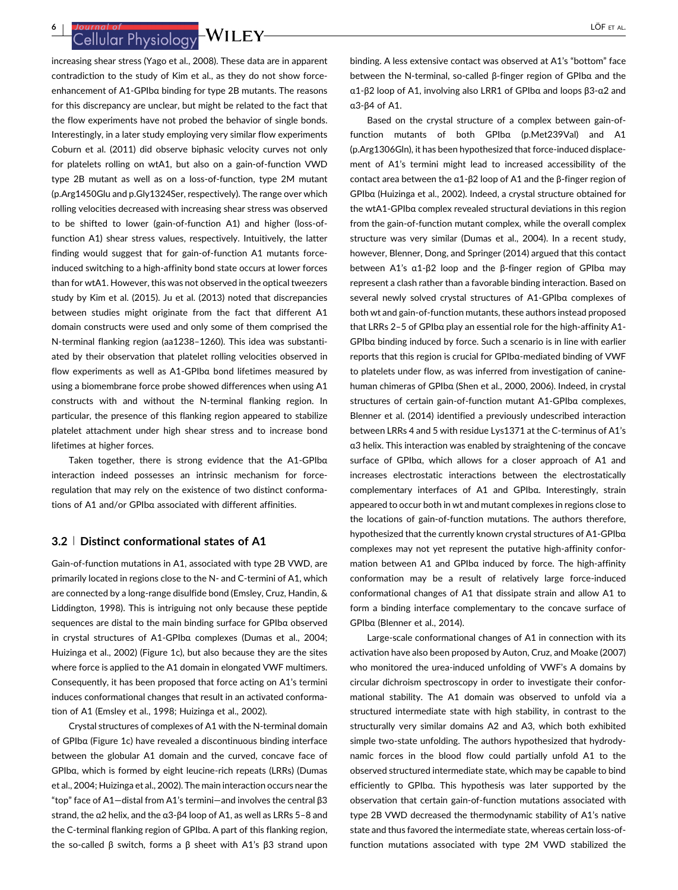increasing shear stress (Yago et al., 2008). These data are in apparent contradiction to the study of Kim et al., as they do not show force-enhancement of A1-GPIbα binding for type 2B mutants. The reasons for this discrepancy are unclear, but might be related to the fact that the flow experiments have not probed the behavior of single bonds. Interestingly, in a later study employing very similar flow experiments Coburn et al. (2011) did observe biphasic velocity curves not only for platelets rolling on wtA1, but also on a gain-of-function VWD type 2B mutant as well as on a loss-of-function, type 2M mutant (p.Arg1450Glu and p.Gly1324Ser, respectively). The range over which rolling velocities decreased with increasing shear stress was observed to be shifted to lower (gain-of-function A1) and higher (loss-of-function A1) shear stress values, respectively. Intuitively, the latter finding would suggest that for gain-of-function A1 mutants force-induced switching to a high-affinity bond state occurs at lower forces than for wtA1. However, this was not observed in the optical tweezers study by Kim et al. (2015). Ju et al. (2013) noted that discrepancies between studies might originate from the fact that different A1 domain constructs were used and only some of them comprised the N-terminal flanking region (aa1238–1260). This idea was substantiated by their observation that platelet rolling velocities observed in flow experiments as well as A1-GPIbα bond lifetimes measured by using a biomembrane force probe showed differences when using A1 constructs with and without the N-terminal flanking region. In particular, the presence of this flanking region appeared to stabilize platelet attachment under high shear stress and to increase bond lifetimes at higher forces.

Taken together, there is strong evidence that the A1-GPIbα interaction indeed possesses an intrinsic mechanism for force-regulation that may rely on the existence of two distinct conformations of A1 and/or GPIbα associated with different affinities.

### 3.2 | Distinct conformational states of A1

Gain-of-function mutations in A1, associated with type 2B VWD, are primarily located in regions close to the N- and C-termini of A1, which are connected by a long-range disulfide bond (Emsley, Cruz, Handin, & Liddington, 1998). This is intriguing not only because these peptide sequences are distal to the main binding surface for GPIbα observed in crystal structures of A1-GPIbα complexes (Dumas et al., 2004; Huizinga et al., 2002) (Figure 1c), but also because they are the sites where force is applied to the A1 domain in elongated VWF multimers. Consequently, it has been proposed that force acting on A1's termini induces conformational changes that result in an activated conformation of A1 (Emsley et al., 1998; Huizinga et al., 2002).

Crystal structures of complexes of A1 with the N-terminal domain of GPIbα (Figure 1c) have revealed a discontinuous binding interface between the globular A1 domain and the curved, concave face of GPIbα, which is formed by eight leucine-rich repeats (LRRs) (Dumas et al., 2004; Huizinga et al., 2002). The main interaction occurs near the "top" face of A1—distal from A1's termini—and involves the central β3 strand, the α2 helix, and the α3-β4 loop of A1, as well as LRRs 5–8 and the C-terminal flanking region of GPIbα. A part of this flanking region, the so-called β switch, forms a β sheet with A1's β3 strand upon binding. A less extensive contact was observed at A1's "bottom" face between the N-terminal, so-called β-finger region of GPIbα and the α1-β2 loop of A1, involving also LRR1 of GPIbα and loops β3-α2 and α3-β4 of A1.

Based on the crystal structure of a complex between gain-of-function mutants of both GPIbα (p.Met239Val) and A1 (p.Arg1306Gln), it has been hypothesized that force-induced displacement of A1's termini might lead to increased accessibility of the contact area between the α1-β2 loop of A1 and the β-finger region of GPIbα (Huizinga et al., 2002). Indeed, a crystal structure obtained for the wtA1-GPIbα complex revealed structural deviations in this region from the gain-of-function mutant complex, while the overall complex structure was very similar (Dumas et al., 2004). In a recent study, however, Blenner, Dong, and Springer (2014) argued that this contact between A1's α1-β2 loop and the β-finger region of GPIbα may represent a clash rather than a favorable binding interaction. Based on several newly solved crystal structures of A1-GPIbα complexes of both wt and gain-of-function mutants, these authors instead proposed that LRRs 2–5 of GPIbα play an essential role for the high-affinity A1-GPIbα binding induced by force. Such a scenario is in line with earlier reports that this region is crucial for GPIbα-mediated binding of VWF to platelets under flow, as was inferred from investigation of canine-human chimeras of GPIbα (Shen et al., 2000, 2006). Indeed, in crystal structures of certain gain-of-function mutant A1-GPIbα complexes, Blenner et al. (2014) identified a previously undescribed interaction between LRRs 4 and 5 with residue Lys1371 at the C-terminus of A1's α3 helix. This interaction was enabled by straightening of the concave surface of GPIbα, which allows for a closer approach of A1 and increases electrostatic interactions between the electrostatically complementary interfaces of A1 and GPIbα. Interestingly, strain appeared to occur both in wt and mutant complexes in regions close to the locations of gain-of-function mutations. The authors therefore, hypothesized that the currently known crystal structures of A1-GPIbα complexes may not yet represent the putative high-affinity conformation between A1 and GPIbα induced by force. The high-affinity conformation may be a result of relatively large force-induced conformational changes of A1 that dissipate strain and allow A1 to form a binding interface complementary to the concave surface of GPIbα (Blenner et al., 2014).

Large-scale conformational changes of A1 in connection with its activation have also been proposed by Auton, Cruz, and Moake (2007) who monitored the urea-induced unfolding of VWF's A domains by circular dichroism spectroscopy in order to investigate their conformational stability. The A1 domain was observed to unfold via a structured intermediate state with high stability, in contrast to the structurally very similar domains A2 and A3, which both exhibited simple two-state unfolding. The authors hypothesized that hydrodynamic forces in the blood flow could partially unfold A1 to the observed structured intermediate state, which may be capable to bind efficiently to GPIbα. This hypothesis was later supported by the observation that certain gain-of-function mutations associated with type 2B VWD decreased the thermodynamic stability of A1's native state and thus favored the intermediate state, whereas certain loss-of-function mutations associated with type 2M VWD stabilized the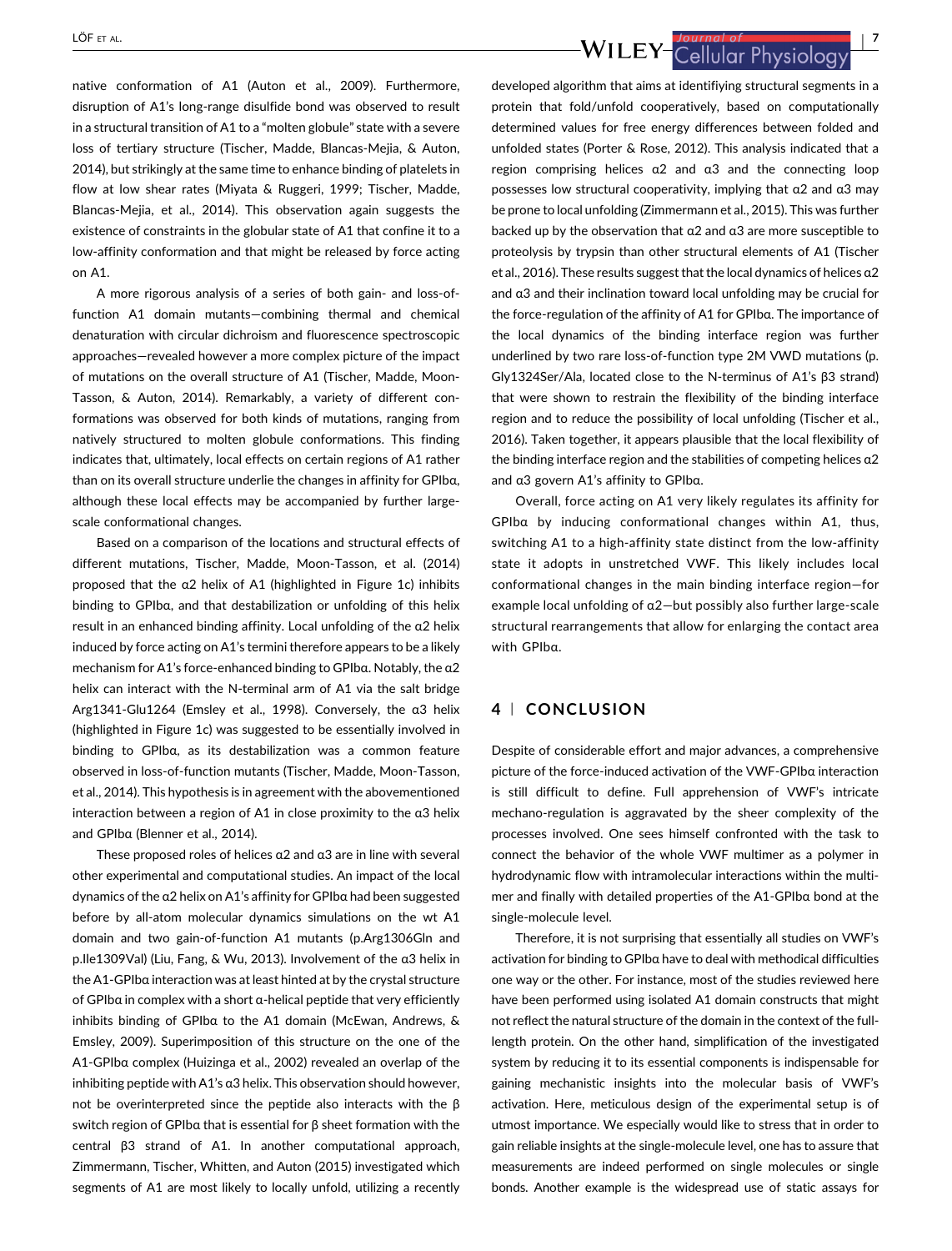native conformation of A1 (Auton et al., 2009). Furthermore, disruption of A1's long-range disulfide bond was observed to result in a structural transition of A1 to a "molten globule" state with a severe loss of tertiary structure (Tischer, Madde, Blancas-Mejia, & Auton, 2014), but strikingly at the same time to enhance binding of platelets in flow at low shear rates (Miyata & Ruggeri, 1999; Tischer, Madde, Blancas-Mejia, et al., 2014). This observation again suggests the existence of constraints in the globular state of A1 that confine it to a low-affinity conformation and that might be released by force acting on A1.

A more rigorous analysis of a series of both gain- and loss-of-function A1 domain mutants—combining thermal and chemical denaturation with circular dichroism and fluorescence spectroscopic approaches—revealed however a more complex picture of the impact of mutations on the overall structure of A1 (Tischer, Madde, Moon-Tasson, & Auton, 2014). Remarkably, a variety of different conformations was observed for both kinds of mutations, ranging from natively structured to molten globule conformations. This finding indicates that, ultimately, local effects on certain regions of A1 rather than on its overall structure underlie the changes in affinity for GPIbα, although these local effects may be accompanied by further large-scale conformational changes.

Based on a comparison of the locations and structural effects of different mutations, Tischer, Madde, Moon-Tasson, et al. (2014) proposed that the α2 helix of A1 (highlighted in Figure 1c) inhibits binding to GPIbα, and that destabilization or unfolding of this helix result in an enhanced binding affinity. Local unfolding of the α2 helix induced by force acting on A1's termini therefore appears to be a likely mechanism for A1's force-enhanced binding to GPIbα. Notably, the α2 helix can interact with the N-terminal arm of A1 via the salt bridge Arg1341-Glu1264 (Emsley et al., 1998). Conversely, the α3 helix (highlighted in Figure 1c) was suggested to be essentially involved in binding to GPIbα, as its destabilization was a common feature observed in loss-of-function mutants (Tischer, Madde, Moon-Tasson, et al., 2014). This hypothesis is in agreement with the abovementioned interaction between a region of A1 in close proximity to the α3 helix and GPIbα (Blenner et al., 2014).

These proposed roles of helices α2 and α3 are in line with several other experimental and computational studies. An impact of the local dynamics of the α2 helix on A1's affinity for GPIbα had been suggested before by all-atom molecular dynamics simulations on the wt A1 domain and two gain-of-function A1 mutants (p.Arg1306Gln and p.Ile1309Val) (Liu, Fang, & Wu, 2013). Involvement of the α3 helix in the A1-GPIbα interaction was at least hinted at by the crystal structure of GPIbα in complex with a short α-helical peptide that very efficiently inhibits binding of GPIbα to the A1 domain (McEwan, Andrews, & Emsley, 2009). Superimposition of this structure on the one of the A1-GPIbα complex (Huizinga et al., 2002) revealed an overlap of the inhibiting peptide with A1's α3 helix. This observation should however, not be overinterpreted since the peptide also interacts with the β switch region of GPIbα that is essential for β sheet formation with the central β3 strand of A1. In another computational approach, Zimmermann, Tischer, Whitten, and Auton (2015) investigated which segments of A1 are most likely to locally unfold, utilizing a recently developed algorithm that aims at identifiying structural segments in a protein that fold/unfold cooperatively, based on computationally determined values for free energy differences between folded and unfolded states (Porter & Rose, 2012). This analysis indicated that a region comprising helices α2 and α3 and the connecting loop possesses low structural cooperativity, implying that α2 and α3 may be prone to local unfolding (Zimmermann et al., 2015). This was further backed up by the observation that α2 and α3 are more susceptible to proteolysis by trypsin than other structural elements of A1 (Tischer et al., 2016). These results suggest that the local dynamics of helices α2 and α3 and their inclination toward local unfolding may be crucial for the force-regulation of the affinity of A1 for GPIbα. The importance of the local dynamics of the binding interface region was further underlined by two rare loss-of-function type 2M VWD mutations (p.Gly1324Ser/Ala, located close to the N-terminus of A1's β3 strand) that were shown to restrain the flexibility of the binding interface region and to reduce the possibility of local unfolding (Tischer et al., 2016). Taken together, it appears plausible that the local flexibility of the binding interface region and the stabilities of competing helices α2 and α3 govern A1's affinity to GPIbα.

Overall, force acting on A1 very likely regulates its affinity for GPIbα by inducing conformational changes within A1, thus, switching A1 to a high-affinity state distinct from the low-affinity state it adopts in unstretched VWF. This likely includes local conformational changes in the main binding interface region—for example local unfolding of α2—but possibly also further large-scale structural rearrangements that allow for enlarging the contact area with GPIbα.

## 4 | CONCLUSION

Despite of considerable effort and major advances, a comprehensive picture of the force-induced activation of the VWF-GPIbα interaction is still difficult to define. Full apprehension of VWF's intricate mechano-regulation is aggravated by the sheer complexity of the processes involved. One sees himself confronted with the task to connect the behavior of the whole VWF multimer as a polymer in hydrodynamic flow with intramolecular interactions within the multimer and finally with detailed properties of the A1-GPIbα bond at the single-molecule level.

Therefore, it is not surprising that essentially all studies on VWF's activation for binding to GPIbα have to deal with methodical difficulties one way or the other. For instance, most of the studies reviewed here have been performed using isolated A1 domain constructs that might not reflect the natural structure of the domain in the context of the full-length protein. On the other hand, simplification of the investigated system by reducing it to its essential components is indispensable for gaining mechanistic insights into the molecular basis of VWF's activation. Here, meticulous design of the experimental setup is of utmost importance. We especially would like to stress that in order to gain reliable insights at the single-molecule level, one has to assure that measurements are indeed performed on single molecules or single bonds. Another example is the widespread use of static assays for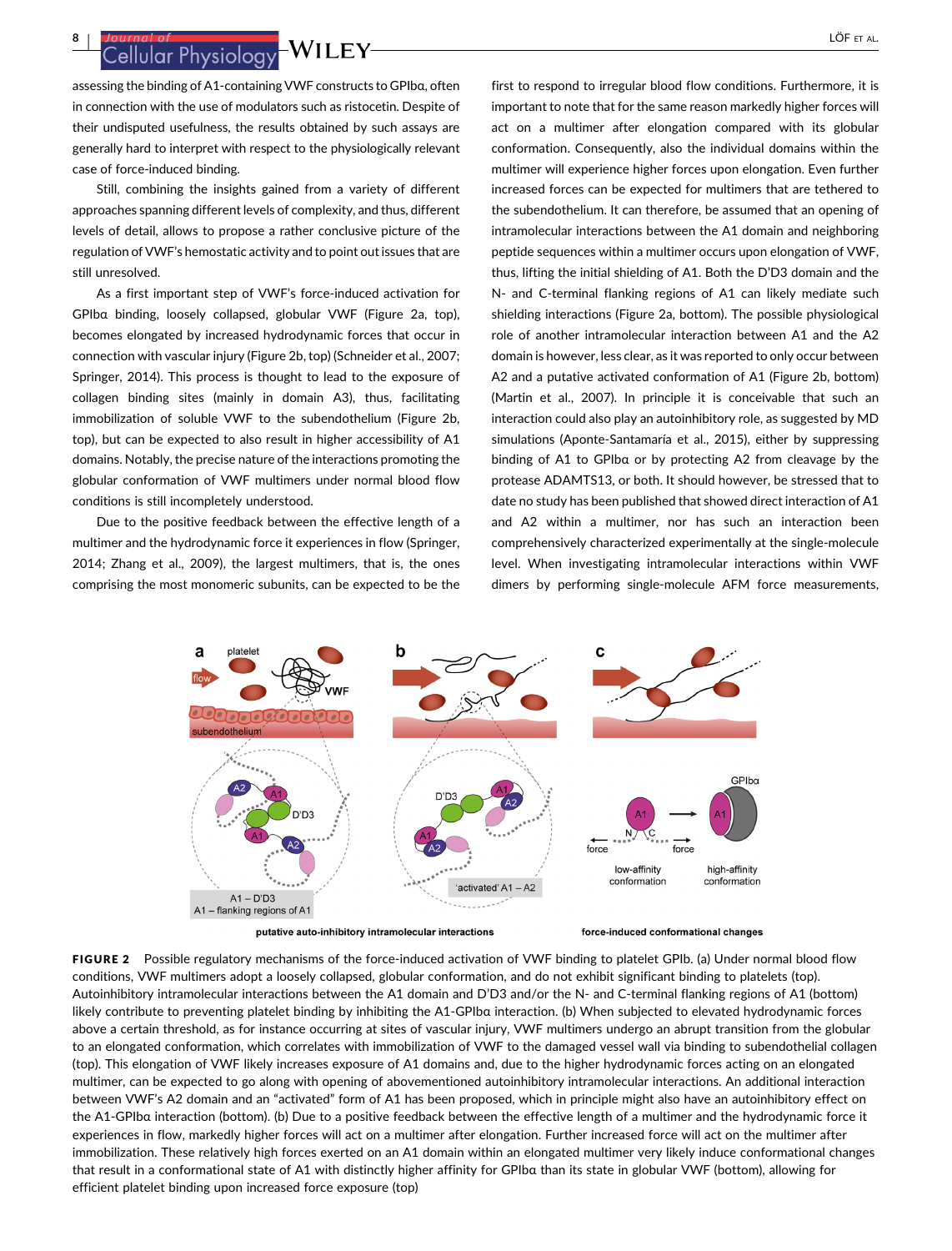assessing the binding of A1-containing VWF constructs to GPIbα, often in connection with the use of modulators such as ristocetin. Despite of their undisputed usefulness, the results obtained by such assays are generally hard to interpret with respect to the physiologically relevant case of force-induced binding.

Still, combining the insights gained from a variety of different approaches spanning different levels of complexity, and thus, different levels of detail, allows to propose a rather conclusive picture of the regulation of VWF's hemostatic activity and to point out issues that are still unresolved.

As a first important step of VWF's force-induced activation for GPIbα binding, loosely collapsed, globular VWF (Figure 2a, top), becomes elongated by increased hydrodynamic forces that occur in connection with vascular injury (Figure 2b, top) (Schneider et al., 2007; Springer, 2014). This process is thought to lead to the exposure of collagen binding sites (mainly in domain A3), thus, facilitating immobilization of soluble VWF to the subendothelium (Figure 2b, top), but can be expected to also result in higher accessibility of A1 domains. Notably, the precise nature of the interactions promoting the globular conformation of VWF multimers under normal blood flow conditions is still incompletely understood.

Due to the positive feedback between the effective length of a multimer and the hydrodynamic force it experiences in flow (Springer, 2014; Zhang et al., 2009), the largest multimers, that is, the ones comprising the most monomeric subunits, can be expected to be the first to respond to irregular blood flow conditions. Furthermore, it is important to note that for the same reason markedly higher forces will act on a multimer after elongation compared with its globular conformation. Consequently, also the individual domains within the multimer will experience higher forces upon elongation. Even further increased forces can be expected for multimers that are tethered to the subendothelium. It can therefore, be assumed that an opening of intramolecular interactions between the A1 domain and neighboring peptide sequences within a multimer occurs upon elongation of VWF, thus, lifting the initial shielding of A1. Both the D′D3 domain and the N- and C-terminal flanking regions of A1 can likely mediate such shielding interactions (Figure 2a, bottom). The possible physiological role of another intramolecular interaction between A1 and the A2 domain is however, less clear, as it was reported to only occur between A2 and a putative activated conformation of A1 (Figure 2b, bottom) (Martin et al., 2007). In principle it is conceivable that such an interaction could also play an autoinhibitory role, as suggested by MD simulations (Aponte-Santamaría et al., 2015), either by suppressing binding of A1 to GPIbα or by protecting A2 from cleavage by the protease ADAMTS13, or both. It should however, be stressed that to date no study has been published that showed direct interaction of A1 and A2 within a multimer, nor has such an interaction been comprehensively characterized experimentally at the single-molecule level. When investigating intramolecular interactions within VWF dimers by performing single-molecule AFM force measurements,

**FIGURE 2** Possible regulatory mechanisms of the force-induced activation of VWF binding to platelet GPIb. (a) Under normal blood flow conditions, VWF multimers adopt a loosely collapsed, globular conformation, and do not exhibit significant binding to platelets (top). Autoinhibitory intramolecular interactions between the A1 domain and D′D3 and/or the N- and C-terminal flanking regions of A1 (bottom) likely contribute to preventing platelet binding by inhibiting the A1-GPIbα interaction. (b) When subjected to elevated hydrodynamic forces above a certain threshold, as for instance occurring at sites of vascular injury, VWF multimers undergo an abrupt transition from the globular to an elongated conformation, which correlates with immobilization of VWF to the damaged vessel wall via binding to subendothelial collagen (top). This elongation of VWF likely increases exposure of A1 domains and, due to the higher hydrodynamic forces acting on an elongated multimer, can be expected to go along with opening of abovementioned autoinhibitory intramolecular interactions. An additional interaction between VWF's A2 domain and an "activated" form of A1 has been proposed, which in principle might also have an autoinhibitory effect on the A1-GPIbα interaction (bottom). (b) Due to a positive feedback between the effective length of a multimer and the hydrodynamic force it experiences in flow, markedly higher forces will act on a multimer after elongation. Further increased force will act on the multimer after immobilization. These relatively high forces exerted on an A1 domain within an elongated multimer very likely induce conformational changes that result in a conformational state of A1 with distinctly higher affinity for GPIbα than its state in globular VWF (bottom), allowing for efficient platelet binding upon increased force exposure (top)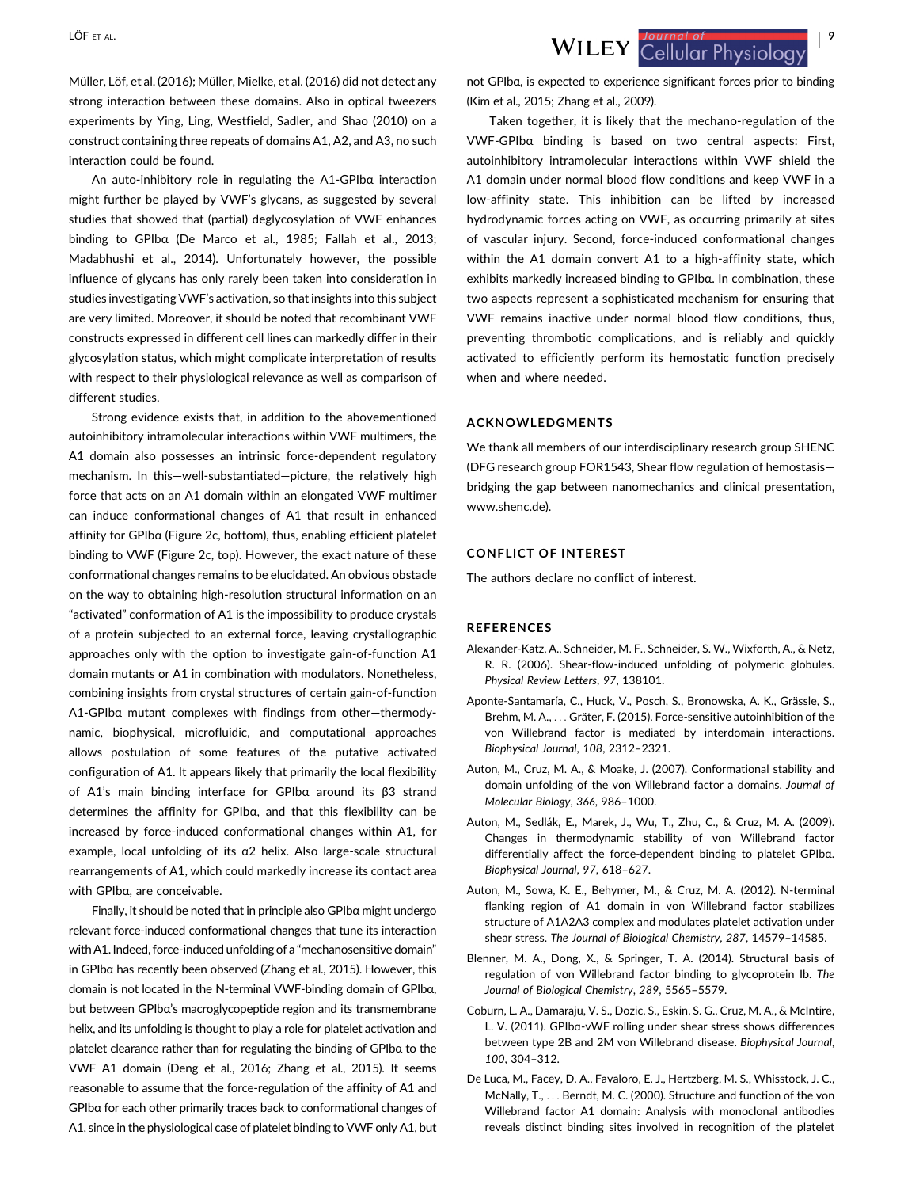Müller, Löf, et al. (2016); Müller, Mielke, et al. (2016) did not detect any strong interaction between these domains. Also in optical tweezers experiments by Ying, Ling, Westfield, Sadler, and Shao (2010) on a construct containing three repeats of domains A1, A2, and A3, no such interaction could be found.

An auto-inhibitory role in regulating the A1-GPIbα interaction might further be played by VWF's glycans, as suggested by several studies that showed that (partial) deglycosylation of VWF enhances binding to GPIbα (De Marco et al., 1985; Fallah et al., 2013; Madabhushi et al., 2014). Unfortunately however, the possible influence of glycans has only rarely been taken into consideration in studies investigating VWF's activation, so that insights into this subject are very limited. Moreover, it should be noted that recombinant VWF constructs expressed in different cell lines can markedly differ in their glycosylation status, which might complicate interpretation of results with respect to their physiological relevance as well as comparison of different studies.

Strong evidence exists that, in addition to the abovementioned autoinhibitory intramolecular interactions within VWF multimers, the A1 domain also possesses an intrinsic force-dependent regulatory mechanism. In this—well-substantiated—picture, the relatively high force that acts on an A1 domain within an elongated VWF multimer can induce conformational changes of A1 that result in enhanced affinity for GPIbα (Figure 2c, bottom), thus, enabling efficient platelet binding to VWF (Figure 2c, top). However, the exact nature of these conformational changes remains to be elucidated. An obvious obstacle on the way to obtaining high-resolution structural information on an "activated" conformation of A1 is the impossibility to produce crystals of a protein subjected to an external force, leaving crystallographic approaches only with the option to investigate gain-of-function A1 domain mutants or A1 in combination with modulators. Nonetheless, combining insights from crystal structures of certain gain-of-function A1-GPIbα mutant complexes with findings from other—thermodynamic, biophysical, microfluidic, and computational—approaches allows postulation of some features of the putative activated configuration of A1. It appears likely that primarily the local flexibility of A1's main binding interface for GPIbα around its β3 strand determines the affinity for GPIbα, and that this flexibility can be increased by force-induced conformational changes within A1, for example, local unfolding of its α2 helix. Also large-scale structural rearrangements of A1, which could markedly increase its contact area with GPIbα, are conceivable.

Finally, it should be noted that in principle also GPIbα might undergo relevant force-induced conformational changes that tune its interaction with A1. Indeed, force-induced unfolding of a "mechanosensitive domain" in GPIbα has recently been observed (Zhang et al., 2015). However, this domain is not located in the N-terminal VWF-binding domain of GPIbα, but between GPIbα's macroglycopeptide region and its transmembrane helix, and its unfolding is thought to play a role for platelet activation and platelet clearance rather than for regulating the binding of GPIbα to the VWF A1 domain (Deng et al., 2016; Zhang et al., 2015). It seems reasonable to assume that the force-regulation of the affinity of A1 and GPIbα for each other primarily traces back to conformational changes of A1, since in the physiological case of platelet binding to VWF only A1, but not GPIbα, is expected to experience significant forces prior to binding (Kim et al., 2015; Zhang et al., 2009).

Taken together, it is likely that the mechano-regulation of the VWF-GPIbα binding is based on two central aspects: First, autoinhibitory intramolecular interactions within VWF shield the A1 domain under normal blood flow conditions and keep VWF in a low-affinity state. This inhibition can be lifted by increased hydrodynamic forces acting on VWF, as occurring primarily at sites of vascular injury. Second, force-induced conformational changes within the A1 domain convert A1 to a high-affinity state, which exhibits markedly increased binding to GPIbα. In combination, these two aspects represent a sophisticated mechanism for ensuring that VWF remains inactive under normal blood flow conditions, thus, preventing thrombotic complications, and is reliably and quickly activated to efficiently perform its hemostatic function precisely when and where needed.

## ACKNOWLEDGMENTS

We thank all members of our interdisciplinary research group SHENC (DFG research group FOR1543, Shear flow regulation of hemostasis—bridging the gap between nanomechanics and clinical presentation, www.shenc.de).

## CONFLICT OF INTEREST

The authors declare no conflict of interest.

## REFERENCES

Alexander-Katz, A., Schneider, M. F., Schneider, S. W., Wixforth, A., & Netz, R. R. (2006). Shear-flow-induced unfolding of polymeric globules. *Physical Review Letters*, *97*, 138101.

Aponte-Santamaría, C., Huck, V., Posch, S., Bronowska, A. K., Grässle, S., Brehm, M. A., . . . Gräter, F. (2015). Force-sensitive autoinhibition of the von Willebrand factor is mediated by interdomain interactions. *Biophysical Journal*, *108*, 2312–2321.

Auton, M., Cruz, M. A., & Moake, J. (2007). Conformational stability and domain unfolding of the von Willebrand factor a domains. *Journal of Molecular Biology*, *366*, 986–1000.

Auton, M., Sedlák, E., Marek, J., Wu, T., Zhu, C., & Cruz, M. A. (2009). Changes in thermodynamic stability of von Willebrand factor differentially affect the force-dependent binding to platelet GPIbα. *Biophysical Journal*, *97*, 618–627.

Auton, M., Sowa, K. E., Behymer, M., & Cruz, M. A. (2012). N-terminal flanking region of A1 domain in von Willebrand factor stabilizes structure of A1A2A3 complex and modulates platelet activation under shear stress. *The Journal of Biological Chemistry*, *287*, 14579–14585.

Blenner, M. A., Dong, X., & Springer, T. A. (2014). Structural basis of regulation of von Willebrand factor binding to glycoprotein Ib. *The Journal of Biological Chemistry*, *289*, 5565–5579.

Coburn, L. A., Damaraju, V. S., Dozic, S., Eskin, S. G., Cruz, M. A., & McIntire, L. V. (2011). GPIbα-vWF rolling under shear stress shows differences between type 2B and 2M von Willebrand disease. *Biophysical Journal*, *100*, 304–312.

De Luca, M., Facey, D. A., Favaloro, E. J., Hertzberg, M. S., Whisstock, J. C., McNally, T., . . . Berndt, M. C. (2000). Structure and function of the von Willebrand factor A1 domain: Analysis with monoclonal antibodies reveals distinct binding sites involved in recognition of the platelet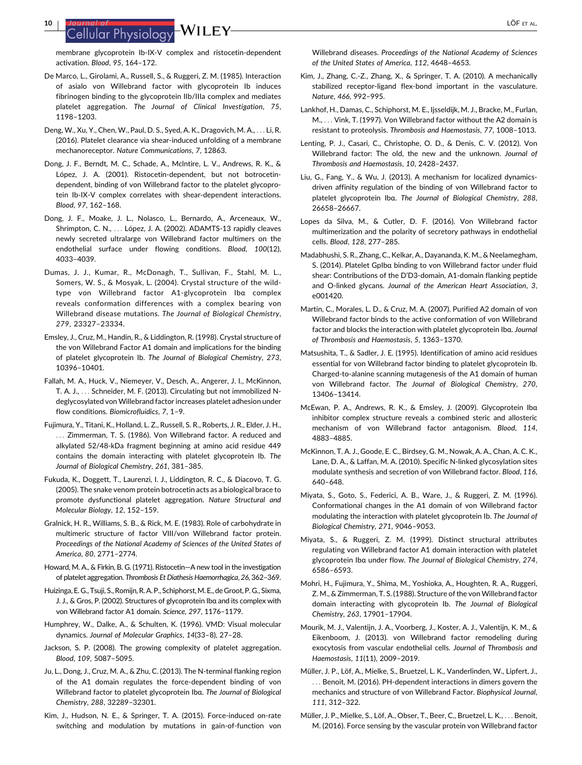membrane glycoprotein Ib-IX-V complex and ristocetin-dependent activation. *Blood*, *95*, 164–172.

De Marco, L., Girolami, A., Russell, S., & Ruggeri, Z. M. (1985). Interaction of asialo von Willebrand factor with glycoprotein Ib induces fibrinogen binding to the glycoprotein IIb/IIIa complex and mediates platelet aggregation. *The Journal of Clinical Investigation*, *75*, 1198–1203.

Deng, W., Xu, Y., Chen, W., Paul, D. S., Syed, A. K., Dragovich, M. A., . . . Li, R. (2016). Platelet clearance via shear-induced unfolding of a membrane mechanoreceptor. *Nature Communications*, *7*, 12863.

Dong, J. F., Berndt, M. C., Schade, A., McIntire, L. V., Andrews, R. K., & López, J. A. (2001). Ristocetin-dependent, but not botrocetin-dependent, binding of von Willebrand factor to the platelet glycoprotein Ib-IX-V complex correlates with shear-dependent interactions. *Blood*, *97*, 162–168.

Dong, J. F., Moake, J. L., Nolasco, L., Bernardo, A., Arceneaux, W., Shrimpton, C. N., . . . López, J. A. (2002). ADAMTS-13 rapidly cleaves newly secreted ultralarge von Willebrand factor multimers on the endothelial surface under flowing conditions. *Blood*, *100*(12), 4033–4039.

Dumas, J. J., Kumar, R., McDonagh, T., Sullivan, F., Stahl, M. L., Somers, W. S., & Mosyak, L. (2004). Crystal structure of the wild-type von Willebrand factor A1-glycoprotein Ibα complex reveals conformation differences with a complex bearing von Willebrand disease mutations. *The Journal of Biological Chemistry*, *279*, 23327–23334.

Emsley, J., Cruz, M., Handin, R., & Liddington, R. (1998). Crystal structure of the von Willebrand Factor A1 domain and implications for the binding of platelet glycoprotein Ib. *The Journal of Biological Chemistry*, *273*, 10396–10401.

Fallah, M. A., Huck, V., Niemeyer, V., Desch, A., Angerer, J. I., McKinnon, T. A. J., . . . Schneider, M. F. (2013). Circulating but not immobilized N-deglycosylated von Willebrand factor increases platelet adhesion under flow conditions. *Biomicrofluidics*, *7*, 1–9.

Fujimura, Y., Titani, K., Holland, L. Z., Russell, S. R., Roberts, J. R., Elder, J. H., . . . Zimmerman, T. S. (1986). Von Willebrand factor. A reduced and alkylated 52/48-kDa fragment beginning at amino acid residue 449 contains the domain interacting with platelet glycoprotein Ib. *The Journal of Biological Chemistry*, *261*, 381–385.

Fukuda, K., Doggett, T., Laurenzi, I. J., Liddington, R. C., & Diacovo, T. G. (2005). The snake venom protein botrocetin acts as a biological brace to promote dysfunctional platelet aggregation. *Nature Structural and Molecular Biology*, *12*, 152–159.

Gralnick, H. R., Williams, S. B., & Rick, M. E. (1983). Role of carbohydrate in multimeric structure of factor VIII/von Willebrand factor protein. *Proceedings of the National Academy of Sciences of the United States of America*, *80*, 2771–2774.

Howard, M. A., & Firkin, B. G. (1971). Ristocetin—A new tool in the investigation of platelet aggregation. *Thrombosis Et Diathesis Haemorrhagica*, *26*, 362–369.

Huizinga, E. G., Tsuji, S., Romijn, R. A. P., Schiphorst, M. E., de Groot, P. G., Sixma, J. J., & Gros, P. (2002). Structures of glycoprotein Ibα and its complex with von Willebrand factor A1 domain. *Science*, *297*, 1176–1179.

Humphrey, W., Dalke, A., & Schulten, K. (1996). VMD: Visual molecular dynamics. *Journal of Molecular Graphics*, *14*(33–8), 27–28.

Jackson, S. P. (2008). The growing complexity of platelet aggregation. *Blood*, *109*, 5087–5095.

Ju, L., Dong, J., Cruz, M. A., & Zhu, C. (2013). The N-terminal flanking region of the A1 domain regulates the force-dependent binding of von Willebrand factor to platelet glycoprotein Ibα. *The Journal of Biological Chemistry*, *288*, 32289–32301.

Kim, J., Hudson, N. E., & Springer, T. A. (2015). Force-induced on-rate switching and modulation by mutations in gain-of-function von Willebrand diseases. *Proceedings of the National Academy of Sciences of the United States of America*, *112*, 4648–4653.

Kim, J., Zhang, C.-Z., Zhang, X., & Springer, T. A. (2010). A mechanically stabilized receptor-ligand flex-bond important in the vasculature. *Nature*, *466*, 992–995.

Lankhof, H., Damas, C., Schiphorst, M. E., Ijsseldijk, M. J., Bracke, M., Furlan, M., . . . Vink, T. (1997). Von Willebrand factor without the A2 domain is resistant to proteolysis. *Thrombosis and Haemostasis*, *77*, 1008–1013.

Lenting, P. J., Casari, C., Christophe, O. D., & Denis, C. V. (2012). Von Willebrand factor: The old, the new and the unknown. *Journal of Thrombosis and Haemostasis*, *10*, 2428–2437.

Liu, G., Fang, Y., & Wu, J. (2013). A mechanism for localized dynamics-driven affinity regulation of the binding of von Willebrand factor to platelet glycoprotein Ibα. *The Journal of Biological Chemistry*, *288*, 26658–26667.

Lopes da Silva, M., & Cutler, D. F. (2016). Von Willebrand factor multimerization and the polarity of secretory pathways in endothelial cells. *Blood*, *128*, 277–285.

Madabhushi, S. R., Zhang, C., Kelkar, A., Dayananda, K. M., & Neelamegham, S. (2014). Platelet GpIbα binding to von Willebrand factor under fluid shear: Contributions of the D'D3-domain, A1-domain flanking peptide and O-linked glycans. *Journal of the American Heart Association*, *3*, e001420.

Martin, C., Morales, L. D., & Cruz, M. A. (2007). Purified A2 domain of von Willebrand factor binds to the active conformation of von Willebrand factor and blocks the interaction with platelet glycoprotein Ibα. *Journal of Thrombosis and Haemostasis*, *5*, 1363–1370.

Matsushita, T., & Sadler, J. E. (1995). Identification of amino acid residues essential for von Willebrand factor binding to platelet glycoprotein Ib. Charged-to-alanine scanning mutagenesis of the A1 domain of human von Willebrand factor. *The Journal of Biological Chemistry*, *270*, 13406–13414.

McEwan, P. A., Andrews, R. K., & Emsley, J. (2009). Glycoprotein Ibα inhibitor complex structure reveals a combined steric and allosteric mechanism of von Willebrand factor antagonism. *Blood*, *114*, 4883–4885.

McKinnon, T. A. J., Goode, E. C., Birdsey, G. M., Nowak, A. A., Chan, A. C. K., Lane, D. A., & Laffan, M. A. (2010). Specific N-linked glycosylation sites modulate synthesis and secretion of von Willebrand factor. *Blood*, *116*, 640–648.

Miyata, S., Goto, S., Federici, A. B., Ware, J., & Ruggeri, Z. M. (1996). Conformational changes in the A1 domain of von Willebrand factor modulating the interaction with platelet glycoprotein Ib. *The Journal of Biological Chemistry*, *271*, 9046–9053.

Miyata, S., & Ruggeri, Z. M. (1999). Distinct structural attributes regulating von Willebrand factor A1 domain interaction with platelet glycoprotein Ibα under flow. *The Journal of Biological Chemistry*, *274*, 6586–6593.

Mohri, H., Fujimura, Y., Shima, M., Yoshioka, A., Houghten, R. A., Ruggeri, Z. M., & Zimmerman, T. S. (1988). Structure of the von Willebrand factor domain interacting with glycoprotein Ib. *The Journal of Biological Chemistry*, *263*, 17901–17904.

Mourik, M. J., Valentijn, J. A., Voorberg, J., Koster, A. J., Valentijn, K. M., & Eikenboom, J. (2013). von Willebrand factor remodeling during exocytosis from vascular endothelial cells. *Journal of Thrombosis and Haemostasis*, *11*(11), 2009–2019.

Müller, J. P., Löf, A., Mielke, S., Bruetzel, L. K., Vanderlinden, W., Lipfert, J., . . . Benoit, M. (2016). PH-dependent interactions in dimers govern the mechanics and structure of von Willebrand Factor. *Biophysical Journal*, *111*, 312–322.

Müller, J. P., Mielke, S., Löf, A., Obser, T., Beer, C., Bruetzel, L. K., . . . Benoit, M. (2016). Force sensing by the vascular protein von Willebrand factor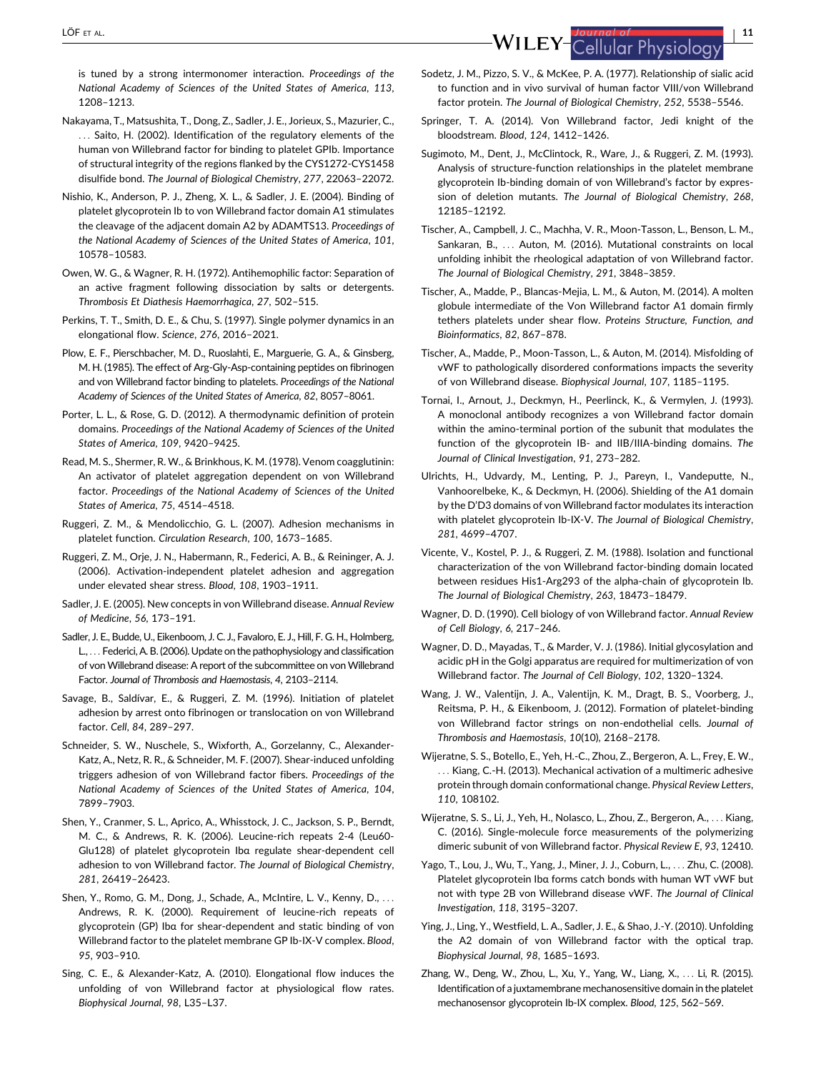is tuned by a strong intermonomer interaction. *Proceedings of the National Academy of Sciences of the United States of America*, *113*, 1208–1213.

Nakayama, T., Matsushita, T., Dong, Z., Sadler, J. E., Jorieux, S., Mazurier, C., . . . Saito, H. (2002). Identification of the regulatory elements of the human von Willebrand factor for binding to platelet GPIb. Importance of structural integrity of the regions flanked by the CYS1272-CYS1458 disulfide bond. *The Journal of Biological Chemistry*, *277*, 22063–22072.

Nishio, K., Anderson, P. J., Zheng, X. L., & Sadler, J. E. (2004). Binding of platelet glycoprotein Ib to von Willebrand factor domain A1 stimulates the cleavage of the adjacent domain A2 by ADAMTS13. *Proceedings of the National Academy of Sciences of the United States of America*, *101*, 10578–10583.

Owen, W. G., & Wagner, R. H. (1972). Antihemophilic factor: Separation of an active fragment following dissociation by salts or detergents. *Thrombosis Et Diathesis Haemorrhagica*, *27*, 502–515.

Perkins, T. T., Smith, D. E., & Chu, S. (1997). Single polymer dynamics in an elongational flow. *Science*, *276*, 2016–2021.

Plow, E. F., Pierschbacher, M. D., Ruoslahti, E., Marguerie, G. A., & Ginsberg, M. H. (1985). The effect of Arg-Gly-Asp-containing peptides on fibrinogen and von Willebrand factor binding to platelets. *Proceedings of the National Academy of Sciences of the United States of America*, *82*, 8057–8061.

Porter, L. L., & Rose, G. D. (2012). A thermodynamic definition of protein domains. *Proceedings of the National Academy of Sciences of the United States of America*, *109*, 9420–9425.

Read, M. S., Shermer, R. W., & Brinkhous, K. M. (1978). Venom coagglutinin: An activator of platelet aggregation dependent on von Willebrand factor. *Proceedings of the National Academy of Sciences of the United States of America*, *75*, 4514–4518.

Ruggeri, Z. M., & Mendolicchio, G. L. (2007). Adhesion mechanisms in platelet function. *Circulation Research*, *100*, 1673–1685.

Ruggeri, Z. M., Orje, J. N., Habermann, R., Federici, A. B., & Reininger, A. J. (2006). Activation-independent platelet adhesion and aggregation under elevated shear stress. *Blood*, *108*, 1903–1911.

Sadler, J. E. (2005). New concepts in von Willebrand disease. *Annual Review of Medicine*, *56*, 173–191.

Sadler, J. E., Budde, U., Eikenboom, J. C. J., Favaloro, E. J., Hill, F. G. H., Holmberg, L., . . . Federici, A. B. (2006). Update on the pathophysiology and classification of von Willebrand disease: A report of the subcommittee on von Willebrand Factor. *Journal of Thrombosis and Haemostasis*, *4*, 2103–2114.

Savage, B., Saldívar, E., & Ruggeri, Z. M. (1996). Initiation of platelet adhesion by arrest onto fibrinogen or translocation on von Willebrand factor. *Cell*, *84*, 289–297.

Schneider, S. W., Nuschele, S., Wixforth, A., Gorzelanny, C., Alexander-Katz, A., Netz, R. R., & Schneider, M. F. (2007). Shear-induced unfolding triggers adhesion of von Willebrand factor fibers. *Proceedings of the National Academy of Sciences of the United States of America*, *104*, 7899–7903.

Shen, Y., Cranmer, S. L., Aprico, A., Whisstock, J. C., Jackson, S. P., Berndt, M. C., & Andrews, R. K. (2006). Leucine-rich repeats 2-4 (Leu60-Glu128) of platelet glycoprotein Ibα regulate shear-dependent cell adhesion to von Willebrand factor. *The Journal of Biological Chemistry*, *281*, 26419–26423.

Shen, Y., Romo, G. M., Dong, J., Schade, A., McIntire, L. V., Kenny, D., . . . Andrews, R. K. (2000). Requirement of leucine-rich repeats of glycoprotein (GP) Ibα for shear-dependent and static binding of von Willebrand factor to the platelet membrane GP Ib-IX-V complex. *Blood*, *95*, 903–910.

Sing, C. E., & Alexander-Katz, A. (2010). Elongational flow induces the unfolding of von Willebrand factor at physiological flow rates. *Biophysical Journal*, *98*, L35–L37.

Sodetz, J. M., Pizzo, S. V., & McKee, P. A. (1977). Relationship of sialic acid to function and in vivo survival of human factor VIII/von Willebrand factor protein. *The Journal of Biological Chemistry*, *252*, 5538–5546.

Springer, T. A. (2014). Von Willebrand factor, Jedi knight of the bloodstream. *Blood*, *124*, 1412–1426.

Sugimoto, M., Dent, J., McClintock, R., Ware, J., & Ruggeri, Z. M. (1993). Analysis of structure-function relationships in the platelet membrane glycoprotein Ib-binding domain of von Willebrand's factor by expression of deletion mutants. *The Journal of Biological Chemistry*, *268*, 12185–12192.

Tischer, A., Campbell, J. C., Machha, V. R., Moon-Tasson, L., Benson, L. M., Sankaran, B., . . . Auton, M. (2016). Mutational constraints on local unfolding inhibit the rheological adaptation of von Willebrand factor. *The Journal of Biological Chemistry*, *291*, 3848–3859.

Tischer, A., Madde, P., Blancas-Mejia, L. M., & Auton, M. (2014). A molten globule intermediate of the Von Willebrand factor A1 domain firmly tethers platelets under shear flow. *Proteins Structure, Function, and Bioinformatics*, *82*, 867–878.

Tischer, A., Madde, P., Moon-Tasson, L., & Auton, M. (2014). Misfolding of vWF to pathologically disordered conformations impacts the severity of von Willebrand disease. *Biophysical Journal*, *107*, 1185–1195.

Tornai, I., Arnout, J., Deckmyn, H., Peerlinck, K., & Vermylen, J. (1993). A monoclonal antibody recognizes a von Willebrand factor domain within the amino-terminal portion of the subunit that modulates the function of the glycoprotein IB- and IIB/IIIA-binding domains. *The Journal of Clinical Investigation*, *91*, 273–282.

Ulrichts, H., Udvardy, M., Lenting, P. J., Pareyn, I., Vandeputte, N., Vanhoorelbeke, K., & Deckmyn, H. (2006). Shielding of the A1 domain by the D'D3 domains of von Willebrand factor modulates its interaction with platelet glycoprotein Ib-IX-V. *The Journal of Biological Chemistry*, *281*, 4699–4707.

Vicente, V., Kostel, P. J., & Ruggeri, Z. M. (1988). Isolation and functional characterization of the von Willebrand factor-binding domain located between residues His1-Arg293 of the alpha-chain of glycoprotein Ib. *The Journal of Biological Chemistry*, *263*, 18473–18479.

Wagner, D. D. (1990). Cell biology of von Willebrand factor. *Annual Review of Cell Biology*, *6*, 217–246.

Wagner, D. D., Mayadas, T., & Marder, V. J. (1986). Initial glycosylation and acidic pH in the Golgi apparatus are required for multimerization of von Willebrand factor. *The Journal of Cell Biology*, *102*, 1320–1324.

Wang, J. W., Valentijn, J. A., Valentijn, K. M., Dragt, B. S., Voorberg, J., Reitsma, P. H., & Eikenboom, J. (2012). Formation of platelet-binding von Willebrand factor strings on non-endothelial cells. *Journal of Thrombosis and Haemostasis*, *10*(10), 2168–2178.

Wijeratne, S. S., Botello, E., Yeh, H.-C., Zhou, Z., Bergeron, A. L., Frey, E. W., . . . Kiang, C.-H. (2013). Mechanical activation of a multimeric adhesive protein through domain conformational change. *Physical Review Letters*, *110*, 108102.

Wijeratne, S. S., Li, J., Yeh, H., Nolasco, L., Zhou, Z., Bergeron, A., . . . Kiang, C. (2016). Single-molecule force measurements of the polymerizing dimeric subunit of von Willebrand factor. *Physical Review E*, *93*, 12410.

Yago, T., Lou, J., Wu, T., Yang, J., Miner, J. J., Coburn, L., . . . Zhu, C. (2008). Platelet glycoprotein Ibα forms catch bonds with human WT vWF but not with type 2B von Willebrand disease vWF. *The Journal of Clinical Investigation*, *118*, 3195–3207.

Ying, J., Ling, Y., Westfield, L. A., Sadler, J. E., & Shao, J.-Y. (2010). Unfolding the A2 domain of von Willebrand factor with the optical trap. *Biophysical Journal*, *98*, 1685–1693.

Zhang, W., Deng, W., Zhou, L., Xu, Y., Yang, W., Liang, X., . . . Li, R. (2015). Identification of a juxtamembrane mechanosensitive domain in the platelet mechanosensor glycoprotein Ib-IX complex. *Blood*, *125*, 562–569.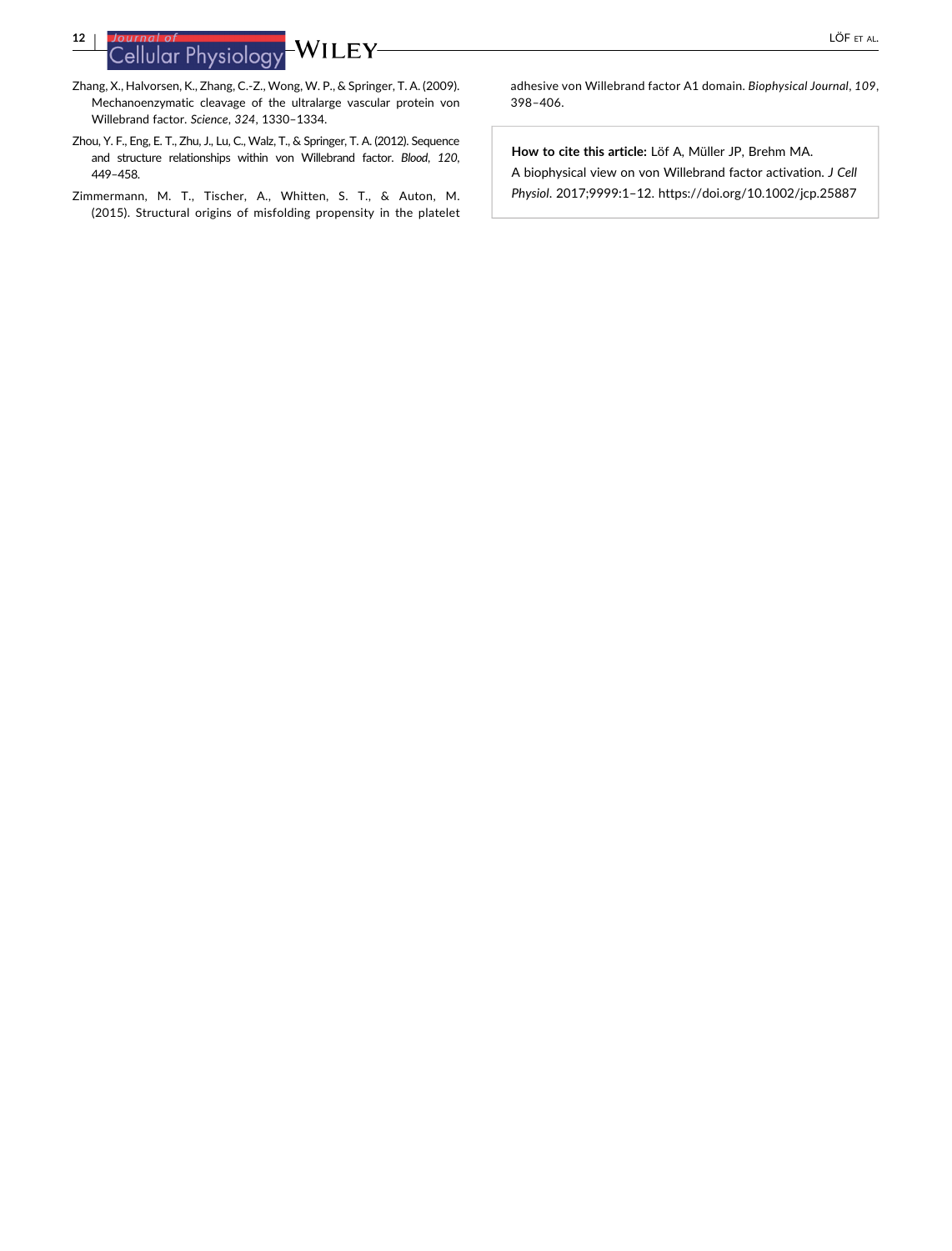Zhang, X., Halvorsen, K., Zhang, C.-Z., Wong, W. P., & Springer, T. A. (2009). Mechanoenzymatic cleavage of the ultralarge vascular protein von Willebrand factor. *Science*, *324*, 1330–1334.

Zhou, Y. F., Eng, E. T., Zhu, J., Lu, C., Walz, T., & Springer, T. A. (2012). Sequence and structure relationships within von Willebrand factor. *Blood*, *120*, 449–458.

Zimmermann, M. T., Tischer, A., Whitten, S. T., & Auton, M. (2015). Structural origins of misfolding propensity in the platelet adhesive von Willebrand factor A1 domain. *Biophysical Journal*, *109*, 398–406.

**How to cite this article:** Löf A, Müller JP, Brehm MA. A biophysical view on von Willebrand factor activation. *J Cell Physiol*. 2017;9999:1–12. https://doi.org/10.1002/jcp.25887